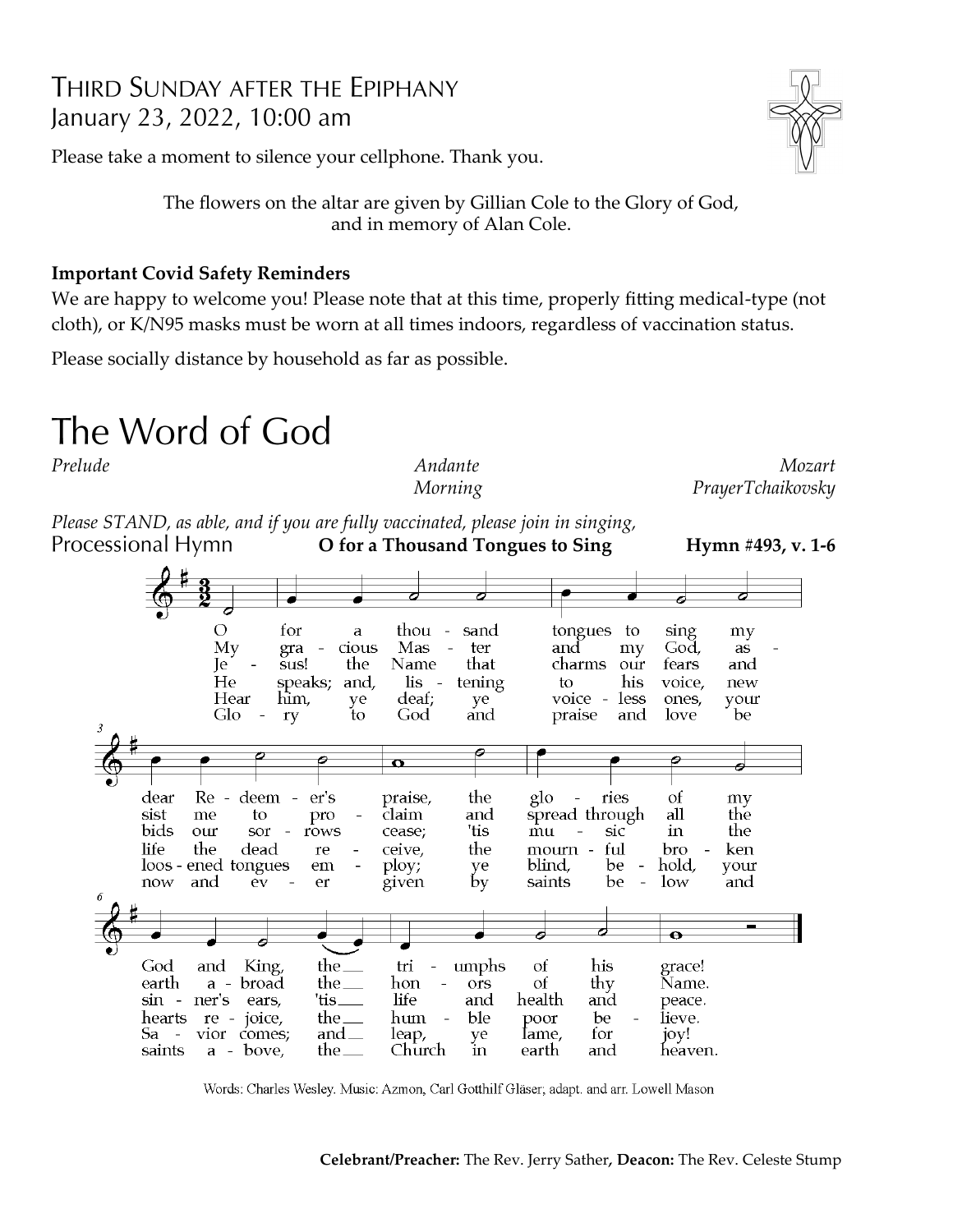# Third Sunday after the Epiphany

January 23, 2022, 10:00 am

Please take a moment to silence your cellphone. Thank you.

The flowers on the altar are given by Gillian Cole to the Glory of God, and in memory of Alan Cole.

**Important Covid Safety Reminders**

We are happy to welcome you! Please note that at this time, properly fitting medical-type (not cloth), or K/N95 masks must be worn at all times indoors, regardless of vaccination status.

Please socially distance by household as far as possible.

# The Word of God

*Prelude* *Andante* *Mozart*
*Morning Prayer* *Tchaikovsky*

*Please STAND, as able, and if you are fully vaccinated, please join in singing,*

## Processional Hymn **O for a Thousand Tongues to Sing** **Hymn #493, v. 1-6**

O for a thousand tongues to sing my dear Redeemer's praise, the glories of my God and King, the triumphs of his grace!

My gracious Master and my God, assist me to proclaim and spread through all the earth abroad the honors of thy Name.

Jesus! the Name that charms our fears and bids our sorrows cease; 'tis music in the sinner's ears, 'tis life and health and peace.

He speaks; and, listening to his voice, new life the dead receive, the mournful broken hearts rejoice, the humble poor believe.

Hear him, ye deaf; ye voiceless ones, your loosened tongues employ; ye blind, behold, your Savior comes; and leap, ye lame, for joy!

Glory to God and praise and love be now and ever given by saints below and saints above, the Church in earth and heaven.

Words: Charles Wesley. Music: Azmon, Carl Gotthilf Gläser; adapt. and arr. Lowell Mason

**Celebrant/Preacher:** The Rev. Jerry Sather, **Deacon:** The Rev. Celeste Stump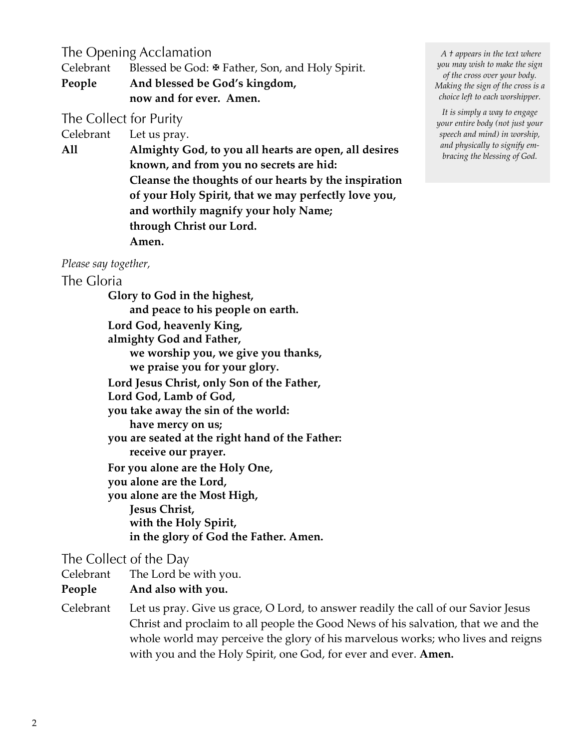## The Opening Acclamation

Celebrant Blessed be God: ✠ Father, Son, and Holy Spirit.

**People And blessed be God's kingdom,**
**now and for ever. Amen.**

*A † appears in the text where you may wish to make the sign of the cross over your body. Making the sign of the cross is a choice left to each worshipper.*

*It is simply a way to engage your entire body (not just your speech and mind) in worship, and physically to signify embracing the blessing of God.*

## The Collect for Purity

Celebrant Let us pray.

**All Almighty God, to you all hearts are open, all desires known, and from you no secrets are hid:**
**Cleanse the thoughts of our hearts by the inspiration of your Holy Spirit, that we may perfectly love you, and worthily magnify your holy Name;**
**through Christ our Lord.**
**Amen.**

*Please say together,*

## The Gloria

**Glory to God in the highest,**
**and peace to his people on earth.**
**Lord God, heavenly King,**
**almighty God and Father,**
**we worship you, we give you thanks,**
**we praise you for your glory.**
**Lord Jesus Christ, only Son of the Father,**
**Lord God, Lamb of God,**
**you take away the sin of the world:**
**have mercy on us;**
**you are seated at the right hand of the Father:**
**receive our prayer.**
**For you alone are the Holy One,**
**you alone are the Lord,**
**you alone are the Most High,**
**Jesus Christ,**
**with the Holy Spirit,**
**in the glory of God the Father. Amen.**

## The Collect of the Day

Celebrant The Lord be with you.

**People And also with you.**

Celebrant Let us pray. Give us grace, O Lord, to answer readily the call of our Savior Jesus Christ and proclaim to all people the Good News of his salvation, that we and the whole world may perceive the glory of his marvelous works; who lives and reigns with you and the Holy Spirit, one God, for ever and ever. **Amen.**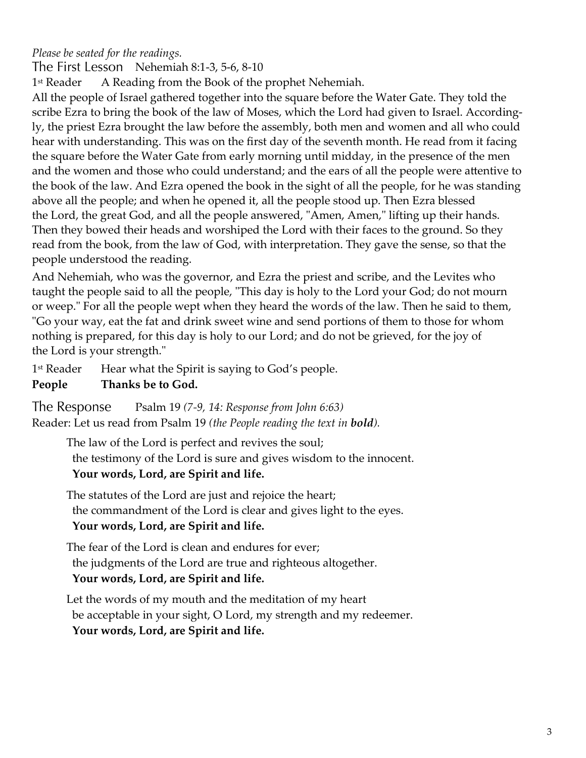*Please be seated for the readings.*

## The First Lesson Nehemiah 8:1-3, 5-6, 8-10

1st Reader A Reading from the Book of the prophet Nehemiah.

All the people of Israel gathered together into the square before the Water Gate. They told the scribe Ezra to bring the book of the law of Moses, which the Lord had given to Israel. Accordingly, the priest Ezra brought the law before the assembly, both men and women and all who could hear with understanding. This was on the first day of the seventh month. He read from it facing the square before the Water Gate from early morning until midday, in the presence of the men and the women and those who could understand; and the ears of all the people were attentive to the book of the law. And Ezra opened the book in the sight of all the people, for he was standing above all the people; and when he opened it, all the people stood up. Then Ezra blessed the Lord, the great God, and all the people answered, "Amen, Amen," lifting up their hands. Then they bowed their heads and worshiped the Lord with their faces to the ground. So they read from the book, from the law of God, with interpretation. They gave the sense, so that the people understood the reading.

And Nehemiah, who was the governor, and Ezra the priest and scribe, and the Levites who taught the people said to all the people, "This day is holy to the Lord your God; do not mourn or weep." For all the people wept when they heard the words of the law. Then he said to them, "Go your way, eat the fat and drink sweet wine and send portions of them to those for whom nothing is prepared, for this day is holy to our Lord; and do not be grieved, for the joy of the Lord is your strength."

1st Reader Hear what the Spirit is saying to God's people.
**People Thanks be to God.**

## The Response Psalm 19 *(7-9, 14: Response from John 6:63)*

Reader: Let us read from Psalm 19 *(the People reading the text in **bold**).*

The law of the Lord is perfect and revives the soul;
the testimony of the Lord is sure and gives wisdom to the innocent.
**Your words, Lord, are Spirit and life.**

The statutes of the Lord are just and rejoice the heart;
the commandment of the Lord is clear and gives light to the eyes.
**Your words, Lord, are Spirit and life.**

The fear of the Lord is clean and endures for ever;
the judgments of the Lord are true and righteous altogether.
**Your words, Lord, are Spirit and life.**

Let the words of my mouth and the meditation of my heart
be acceptable in your sight, O Lord, my strength and my redeemer.
**Your words, Lord, are Spirit and life.**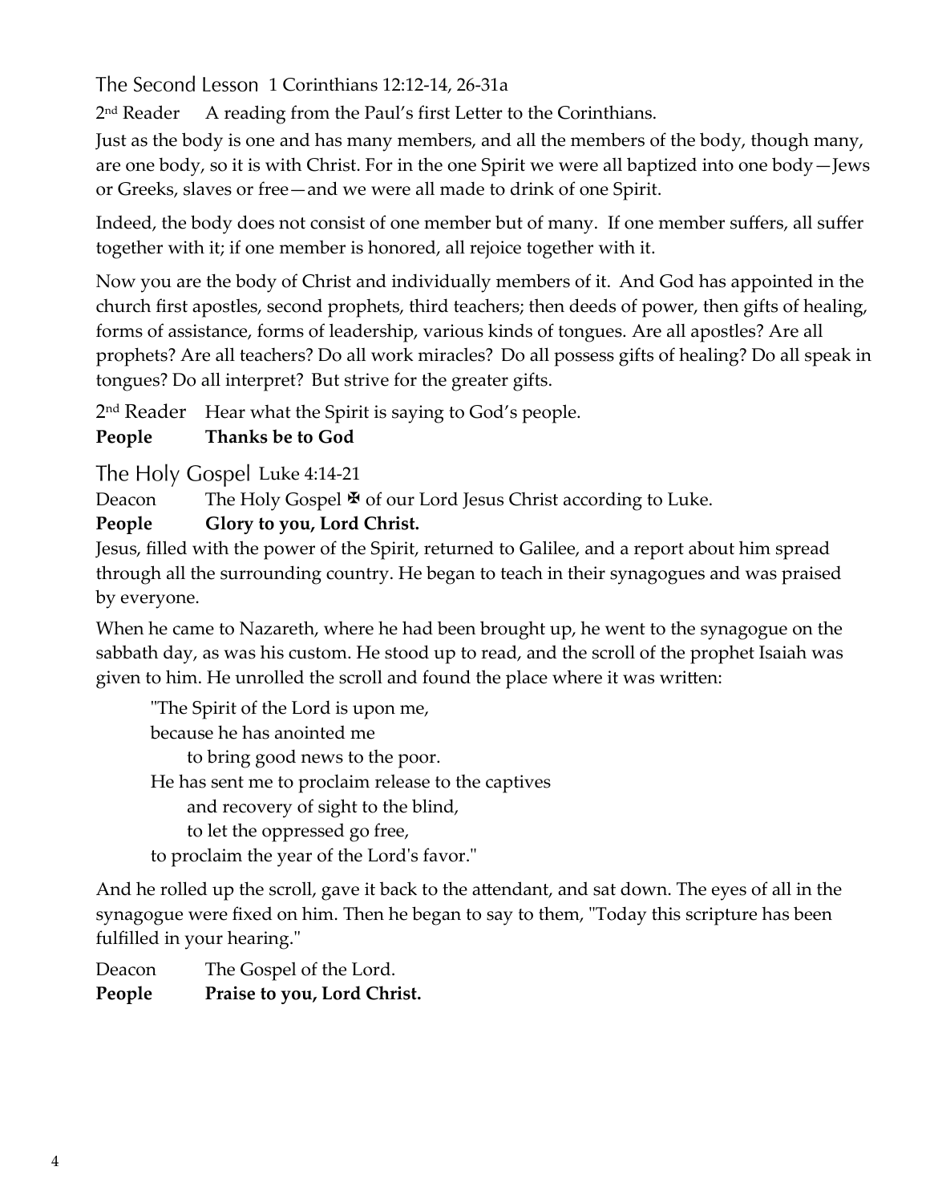## The Second Lesson 1 Corinthians 12:12-14, 26-31a

2nd Reader A reading from the Paul's first Letter to the Corinthians.

Just as the body is one and has many members, and all the members of the body, though many, are one body, so it is with Christ. For in the one Spirit we were all baptized into one body—Jews or Greeks, slaves or free—and we were all made to drink of one Spirit.

Indeed, the body does not consist of one member but of many. If one member suffers, all suffer together with it; if one member is honored, all rejoice together with it.

Now you are the body of Christ and individually members of it. And God has appointed in the church first apostles, second prophets, third teachers; then deeds of power, then gifts of healing, forms of assistance, forms of leadership, various kinds of tongues. Are all apostles? Are all prophets? Are all teachers? Do all work miracles? Do all possess gifts of healing? Do all speak in tongues? Do all interpret? But strive for the greater gifts.

2nd Reader Hear what the Spirit is saying to God's people.
**People Thanks be to God**

## The Holy Gospel Luke 4:14-21

Deacon The Holy Gospel ✠ of our Lord Jesus Christ according to Luke.
**People Glory to you, Lord Christ.**

Jesus, filled with the power of the Spirit, returned to Galilee, and a report about him spread through all the surrounding country. He began to teach in their synagogues and was praised by everyone.

When he came to Nazareth, where he had been brought up, he went to the synagogue on the sabbath day, as was his custom. He stood up to read, and the scroll of the prophet Isaiah was given to him. He unrolled the scroll and found the place where it was written:

> "The Spirit of the Lord is upon me,
> because he has anointed me
> to bring good news to the poor.
> He has sent me to proclaim release to the captives
> and recovery of sight to the blind,
> to let the oppressed go free,
> to proclaim the year of the Lord's favor."

And he rolled up the scroll, gave it back to the attendant, and sat down. The eyes of all in the synagogue were fixed on him. Then he began to say to them, "Today this scripture has been fulfilled in your hearing."

Deacon The Gospel of the Lord.
**People Praise to you, Lord Christ.**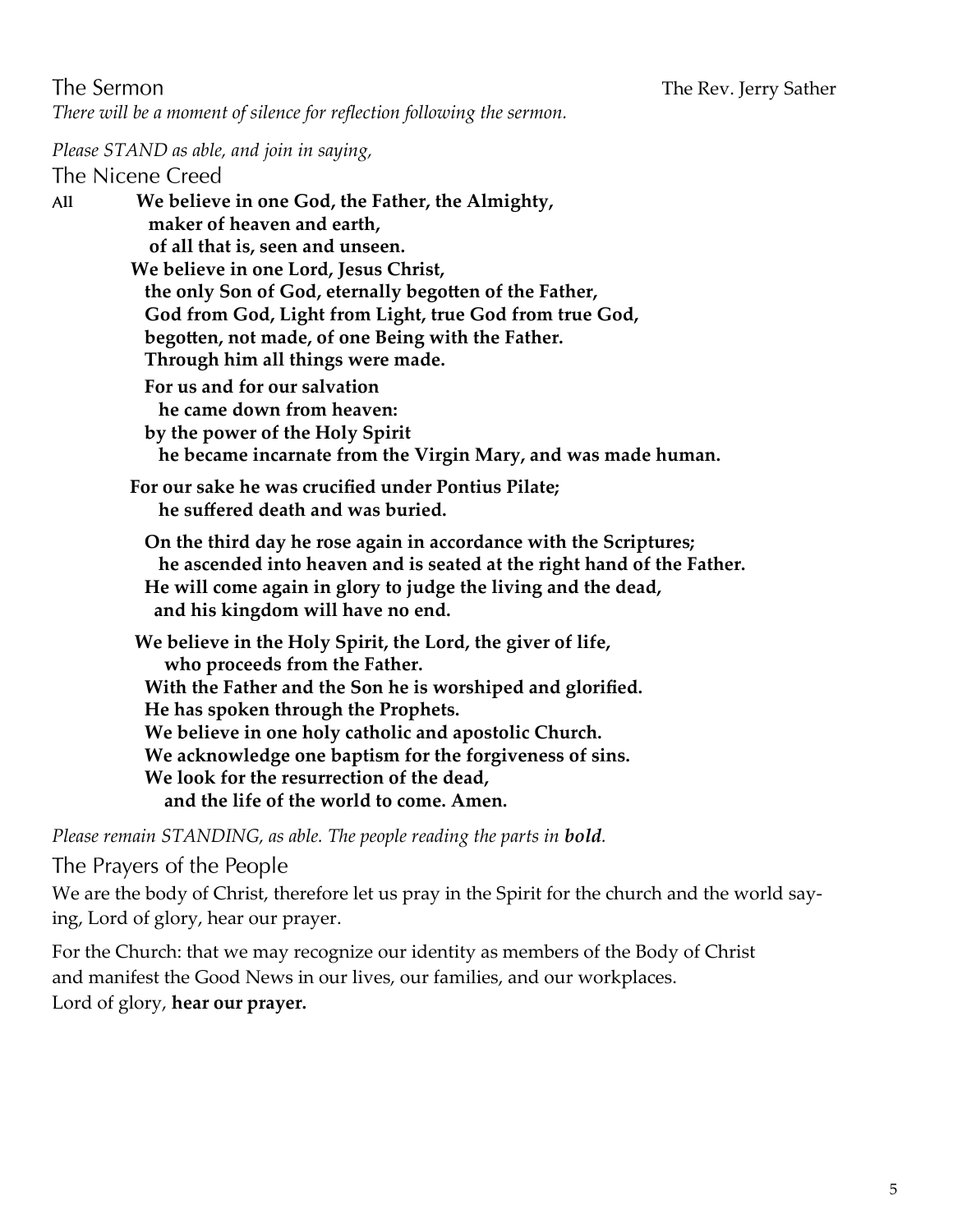## The Sermon

The Rev. Jerry Sather

*There will be a moment of silence for reflection following the sermon.*

*Please STAND as able, and join in saying,*

## The Nicene Creed

All **We believe in one God, the Father, the Almighty,**
**maker of heaven and earth,**
**of all that is, seen and unseen.**
**We believe in one Lord, Jesus Christ,**
**the only Son of God, eternally begotten of the Father,**
**God from God, Light from Light, true God from true God,**
**begotten, not made, of one Being with the Father.**
**Through him all things were made.**

**For us and for our salvation**
**he came down from heaven:**
**by the power of the Holy Spirit**
**he became incarnate from the Virgin Mary, and was made human.**

**For our sake he was crucified under Pontius Pilate;**
**he suffered death and was buried.**

**On the third day he rose again in accordance with the Scriptures;**
**he ascended into heaven and is seated at the right hand of the Father.**
**He will come again in glory to judge the living and the dead,**
**and his kingdom will have no end.**

**We believe in the Holy Spirit, the Lord, the giver of life,**
**who proceeds from the Father.**
**With the Father and the Son he is worshiped and glorified.**
**He has spoken through the Prophets.**
**We believe in one holy catholic and apostolic Church.**
**We acknowledge one baptism for the forgiveness of sins.**
**We look for the resurrection of the dead,**
**and the life of the world to come. Amen.**

*Please remain STANDING, as able. The people reading the parts in **bold**.*

## The Prayers of the People

We are the body of Christ, therefore let us pray in the Spirit for the church and the world saying, Lord of glory, hear our prayer.

For the Church: that we may recognize our identity as members of the Body of Christ and manifest the Good News in our lives, our families, and our workplaces.
Lord of glory, **hear our prayer.**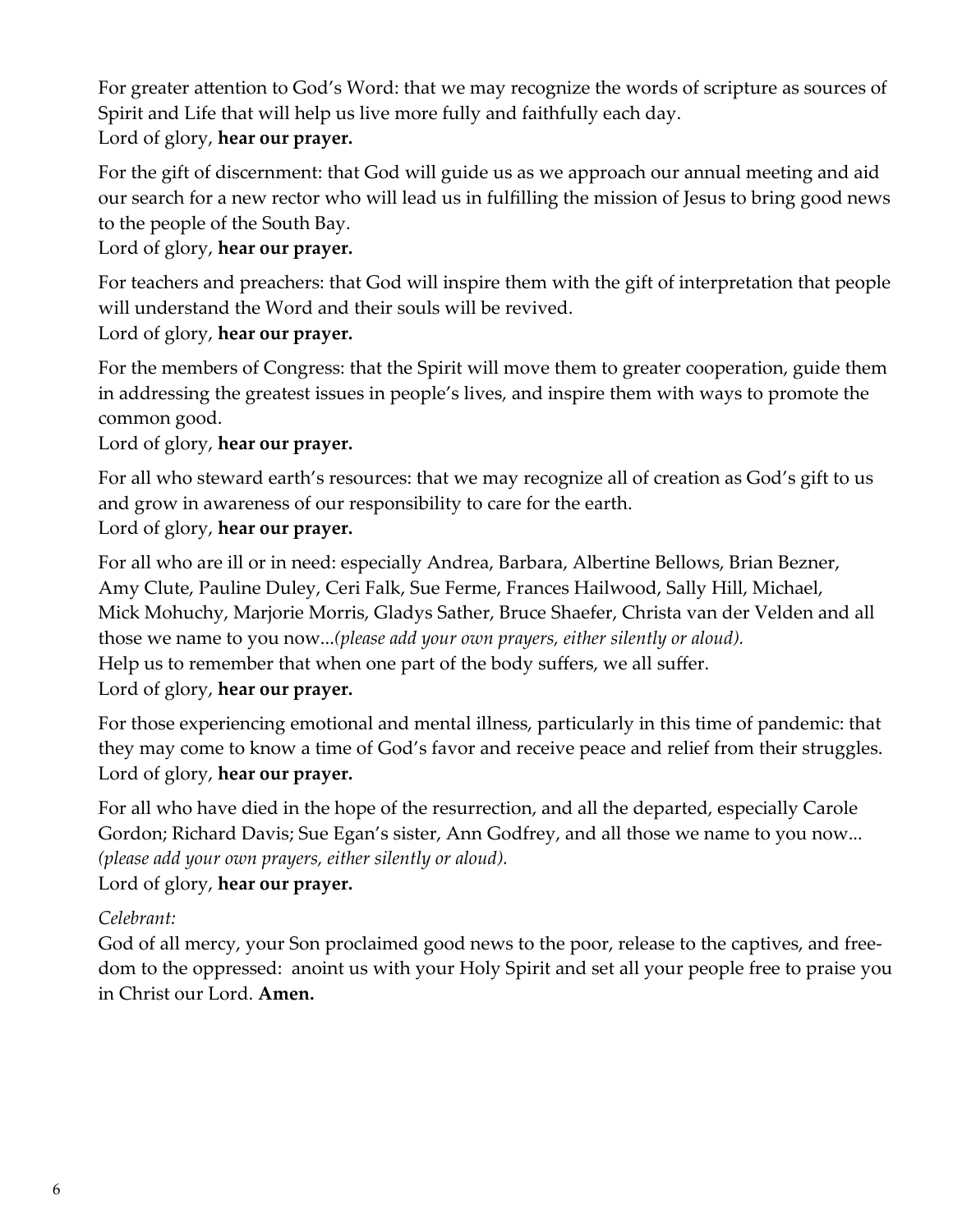For greater attention to God's Word: that we may recognize the words of scripture as sources of Spirit and Life that will help us live more fully and faithfully each day.
Lord of glory, **hear our prayer.**

For the gift of discernment: that God will guide us as we approach our annual meeting and aid our search for a new rector who will lead us in fulfilling the mission of Jesus to bring good news to the people of the South Bay.
Lord of glory, **hear our prayer.**

For teachers and preachers: that God will inspire them with the gift of interpretation that people will understand the Word and their souls will be revived.
Lord of glory, **hear our prayer.**

For the members of Congress: that the Spirit will move them to greater cooperation, guide them in addressing the greatest issues in people's lives, and inspire them with ways to promote the common good.
Lord of glory, **hear our prayer.**

For all who steward earth's resources: that we may recognize all of creation as God's gift to us and grow in awareness of our responsibility to care for the earth.
Lord of glory, **hear our prayer.**

For all who are ill or in need: especially Andrea, Barbara, Albertine Bellows, Brian Bezner, Amy Clute, Pauline Duley, Ceri Falk, Sue Ferme, Frances Hailwood, Sally Hill, Michael, Mick Mohuchy, Marjorie Morris, Gladys Sather, Bruce Shaefer, Christa van der Velden and all those we name to you now...*(please add your own prayers, either silently or aloud).*
Help us to remember that when one part of the body suffers, we all suffer.
Lord of glory, **hear our prayer.**

For those experiencing emotional and mental illness, particularly in this time of pandemic: that they may come to know a time of God's favor and receive peace and relief from their struggles.
Lord of glory, **hear our prayer.**

For all who have died in the hope of the resurrection, and all the departed, especially Carole Gordon; Richard Davis; Sue Egan's sister, Ann Godfrey, and all those we name to you now... *(please add your own prayers, either silently or aloud).*
Lord of glory, **hear our prayer.**

*Celebrant:*
God of all mercy, your Son proclaimed good news to the poor, release to the captives, and freedom to the oppressed: anoint us with your Holy Spirit and set all your people free to praise you in Christ our Lord. **Amen.**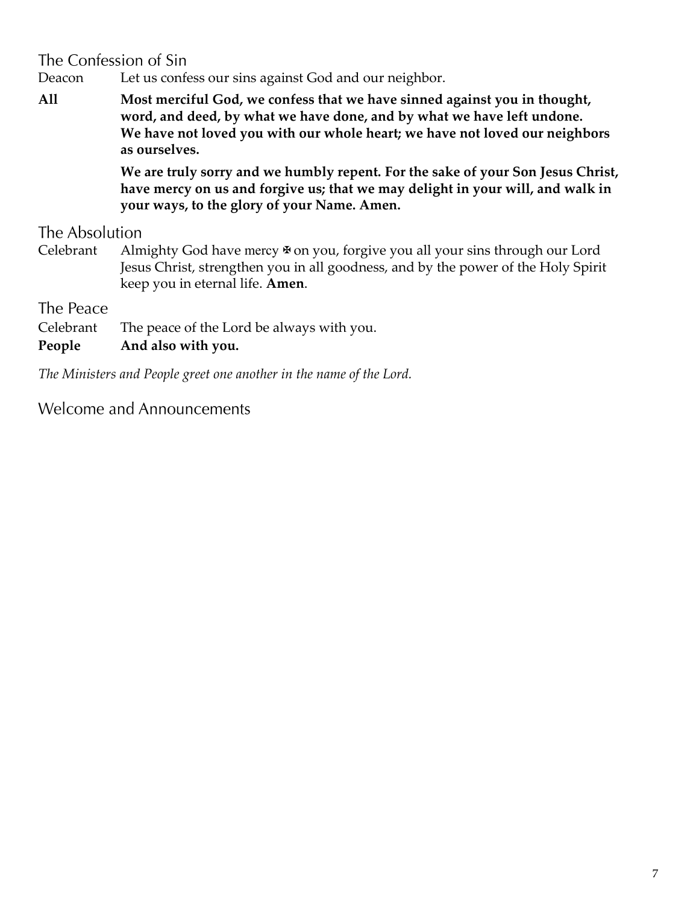## The Confession of Sin

Deacon Let us confess our sins against God and our neighbor.

**All** **Most merciful God, we confess that we have sinned against you in thought, word, and deed, by what we have done, and by what we have left undone. We have not loved you with our whole heart; we have not loved our neighbors as ourselves.**

**We are truly sorry and we humbly repent. For the sake of your Son Jesus Christ, have mercy on us and forgive us; that we may delight in your will, and walk in your ways, to the glory of your Name. Amen.**

## The Absolution

Celebrant Almighty God have mercy ✠ on you, forgive you all your sins through our Lord Jesus Christ, strengthen you in all goodness, and by the power of the Holy Spirit keep you in eternal life. **Amen**.

## The Peace

Celebrant The peace of the Lord be always with you.

**People** **And also with you.**

*The Ministers and People greet one another in the name of the Lord.*

## Welcome and Announcements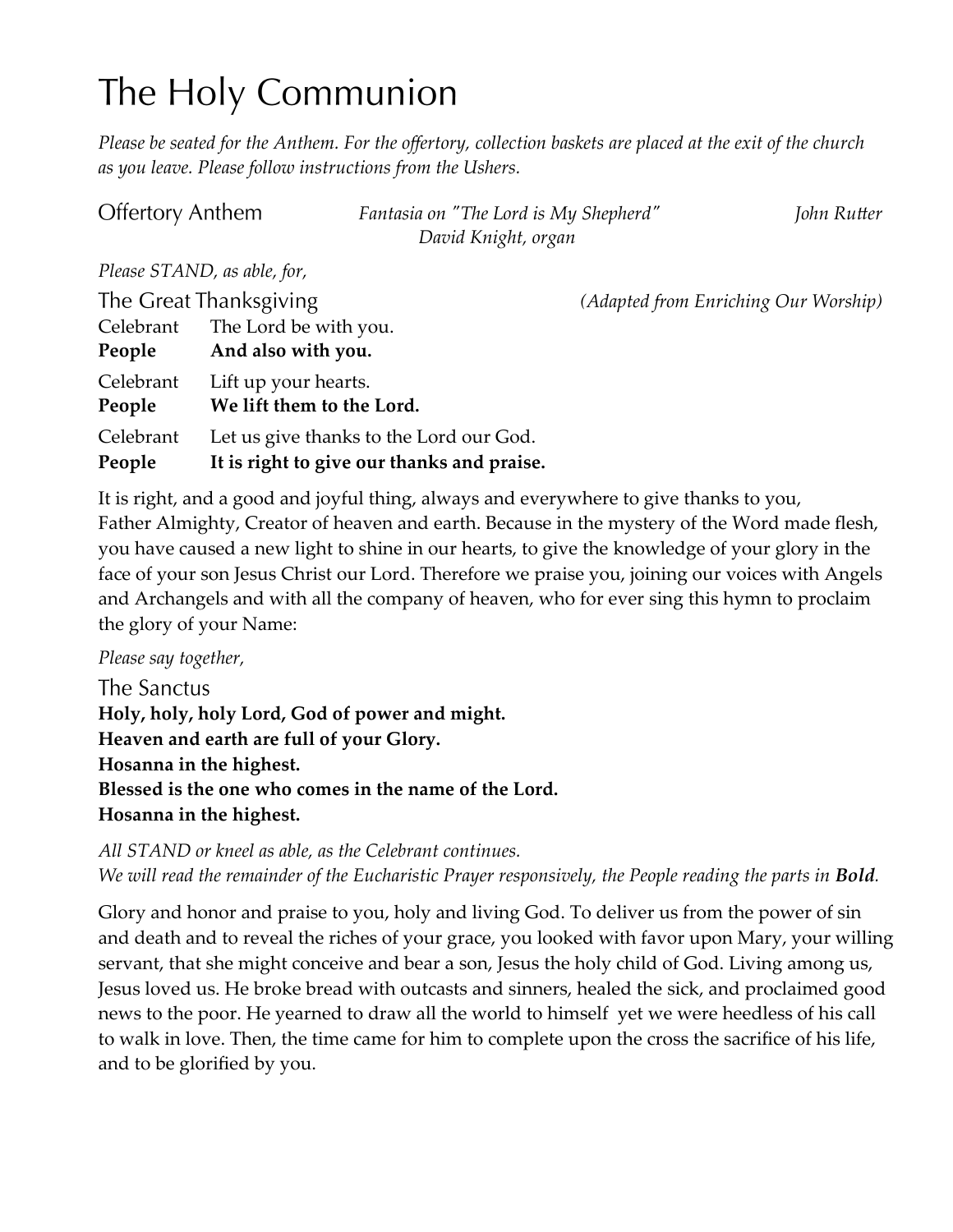# The Holy Communion

*Please be seated for the Anthem. For the offertory, collection baskets are placed at the exit of the church as you leave. Please follow instructions from the Ushers.*

## Offertory Anthem

*Fantasia on "The Lord is My Shepherd"* — *John Rutter*
*David Knight, organ*

*Please STAND, as able, for,*

## The Great Thanksgiving

*(Adapted from Enriching Our Worship)*

Celebrant The Lord be with you.
**People And also with you.**

Celebrant Lift up your hearts.
**People We lift them to the Lord.**

Celebrant Let us give thanks to the Lord our God.
**People It is right to give our thanks and praise.**

It is right, and a good and joyful thing, always and everywhere to give thanks to you, Father Almighty, Creator of heaven and earth. Because in the mystery of the Word made flesh, you have caused a new light to shine in our hearts, to give the knowledge of your glory in the face of your son Jesus Christ our Lord. Therefore we praise you, joining our voices with Angels and Archangels and with all the company of heaven, who for ever sing this hymn to proclaim the glory of your Name:

*Please say together,*

## The Sanctus

**Holy, holy, holy Lord, God of power and might.**
**Heaven and earth are full of your Glory.**
**Hosanna in the highest.**
**Blessed is the one who comes in the name of the Lord.**
**Hosanna in the highest.**

*All STAND or kneel as able, as the Celebrant continues.*
*We will read the remainder of the Eucharistic Prayer responsively, the People reading the parts in* ***Bold****.*

Glory and honor and praise to you, holy and living God. To deliver us from the power of sin and death and to reveal the riches of your grace, you looked with favor upon Mary, your willing servant, that she might conceive and bear a son, Jesus the holy child of God. Living among us, Jesus loved us. He broke bread with outcasts and sinners, healed the sick, and proclaimed good news to the poor. He yearned to draw all the world to himself yet we were heedless of his call to walk in love. Then, the time came for him to complete upon the cross the sacrifice of his life, and to be glorified by you.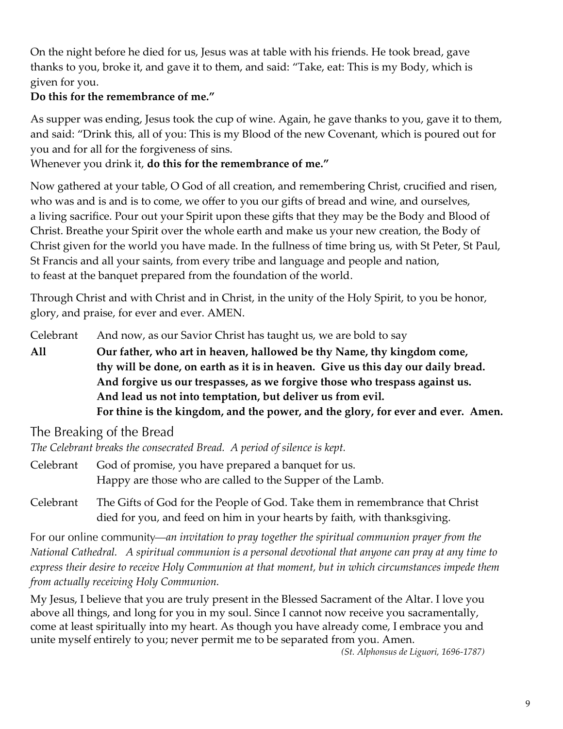On the night before he died for us, Jesus was at table with his friends. He took bread, gave thanks to you, broke it, and gave it to them, and said: "Take, eat: This is my Body, which is given for you.
**Do this for the remembrance of me."**

As supper was ending, Jesus took the cup of wine. Again, he gave thanks to you, gave it to them, and said: "Drink this, all of you: This is my Blood of the new Covenant, which is poured out for you and for all for the forgiveness of sins.
Whenever you drink it, **do this for the remembrance of me."**

Now gathered at your table, O God of all creation, and remembering Christ, crucified and risen, who was and is and is to come, we offer to you our gifts of bread and wine, and ourselves, a living sacrifice. Pour out your Spirit upon these gifts that they may be the Body and Blood of Christ. Breathe your Spirit over the whole earth and make us your new creation, the Body of Christ given for the world you have made. In the fullness of time bring us, with St Peter, St Paul, St Francis and all your saints, from every tribe and language and people and nation, to feast at the banquet prepared from the foundation of the world.

Through Christ and with Christ and in Christ, in the unity of the Holy Spirit, to you be honor, glory, and praise, for ever and ever. AMEN.

Celebrant And now, as our Savior Christ has taught us, we are bold to say

**All Our father, who art in heaven, hallowed be thy Name, thy kingdom come, thy will be done, on earth as it is in heaven. Give us this day our daily bread. And forgive us our trespasses, as we forgive those who trespass against us. And lead us not into temptation, but deliver us from evil. For thine is the kingdom, and the power, and the glory, for ever and ever. Amen.**

## The Breaking of the Bread

*The Celebrant breaks the consecrated Bread. A period of silence is kept.*

Celebrant God of promise, you have prepared a banquet for us. Happy are those who are called to the Supper of the Lamb.

Celebrant The Gifts of God for the People of God. Take them in remembrance that Christ died for you, and feed on him in your hearts by faith, with thanksgiving.

For our online community—*an invitation to pray together the spiritual communion prayer from the National Cathedral. A spiritual communion is a personal devotional that anyone can pray at any time to express their desire to receive Holy Communion at that moment, but in which circumstances impede them from actually receiving Holy Communion.*

My Jesus, I believe that you are truly present in the Blessed Sacrament of the Altar. I love you above all things, and long for you in my soul. Since I cannot now receive you sacramentally, come at least spiritually into my heart. As though you have already come, I embrace you and unite myself entirely to you; never permit me to be separated from you. Amen.

*(St. Alphonsus de Liguori, 1696-1787)*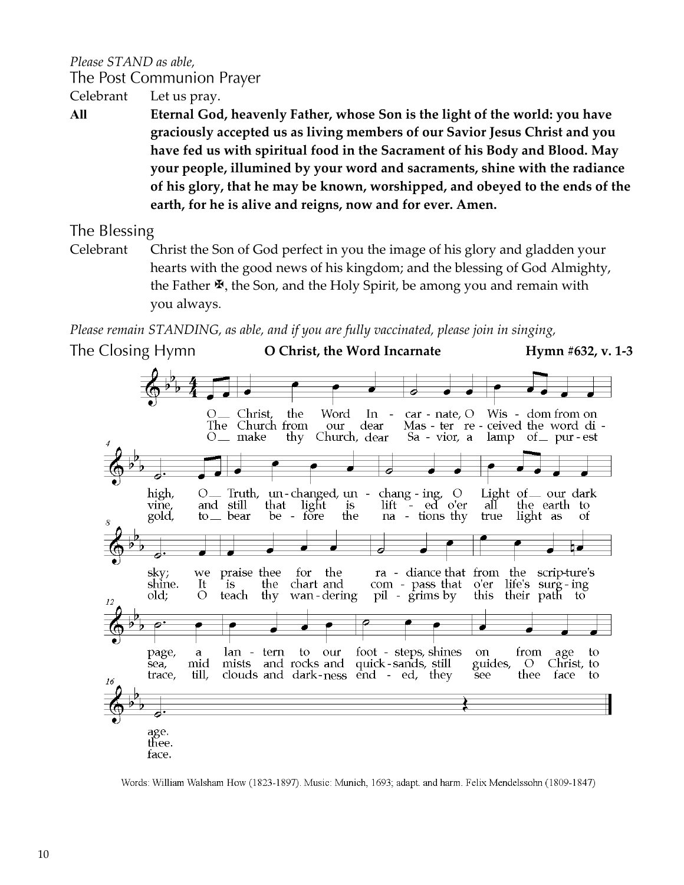*Please STAND as able,*

## The Post Communion Prayer

Celebrant Let us pray.

**All Eternal God, heavenly Father, whose Son is the light of the world: you have graciously accepted us as living members of our Savior Jesus Christ and you have fed us with spiritual food in the Sacrament of his Body and Blood. May your people, illumined by your word and sacraments, shine with the radiance of his glory, that he may be known, worshipped, and obeyed to the ends of the earth, for he is alive and reigns, now and for ever. Amen.**

## The Blessing

Celebrant Christ the Son of God perfect in you the image of his glory and gladden your hearts with the good news of his kingdom; and the blessing of God Almighty, the Father ✠, the Son, and the Holy Spirit, be among you and remain with you always.

*Please remain STANDING, as able, and if you are fully vaccinated, please join in singing,*

## The Closing Hymn **O Christ, the Word Incarnate** **Hymn #632, v. 1-3**

O Christ, the Word Incarnate, O Wisdom from on high, O Truth, unchanged, unchanging, O Light of our dark sky; we praise thee for the radiance that from the scripture's page, a lantern to our footsteps, shines on from age to age.

The Church from our dear Master received the word divine, and still that light is lifted o'er all the earth to shine. It is the chart and compass that o'er life's surging sea, mid mists and rocks and quicksands, still guides, O Christ, to thee.

O make thy Church, dear Savior, a lamp of purest gold, to bear before the nations thy true light as of old; O teach thy wandering pilgrims by this their path to trace, till, clouds and darkness ended, they see thee face to face.

Words: William Walsham How (1823-1897). Music: Munich, 1693; adapt. and harm. Felix Mendelssohn (1809-1847)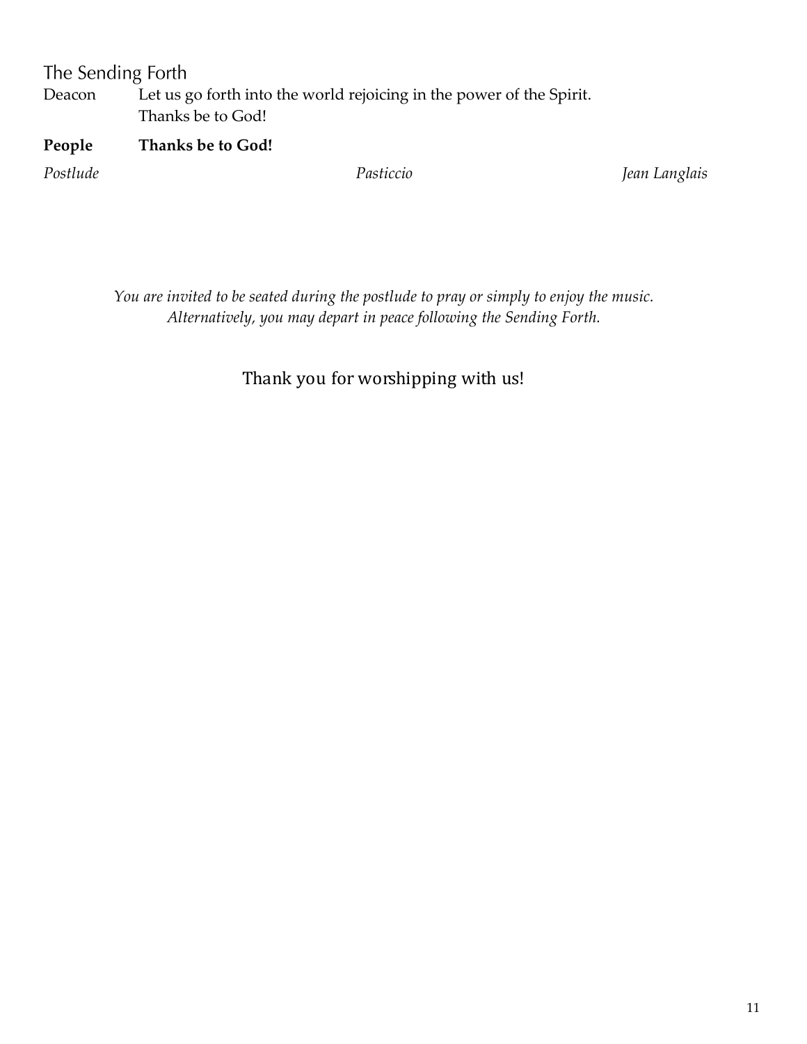## The Sending Forth

Deacon Let us go forth into the world rejoicing in the power of the Spirit. Thanks be to God!

**People Thanks be to God!**

*Postlude* *Pasticcio* *Jean Langlais*

*You are invited to be seated during the postlude to pray or simply to enjoy the music. Alternatively, you may depart in peace following the Sending Forth.*

Thank you for worshipping with us!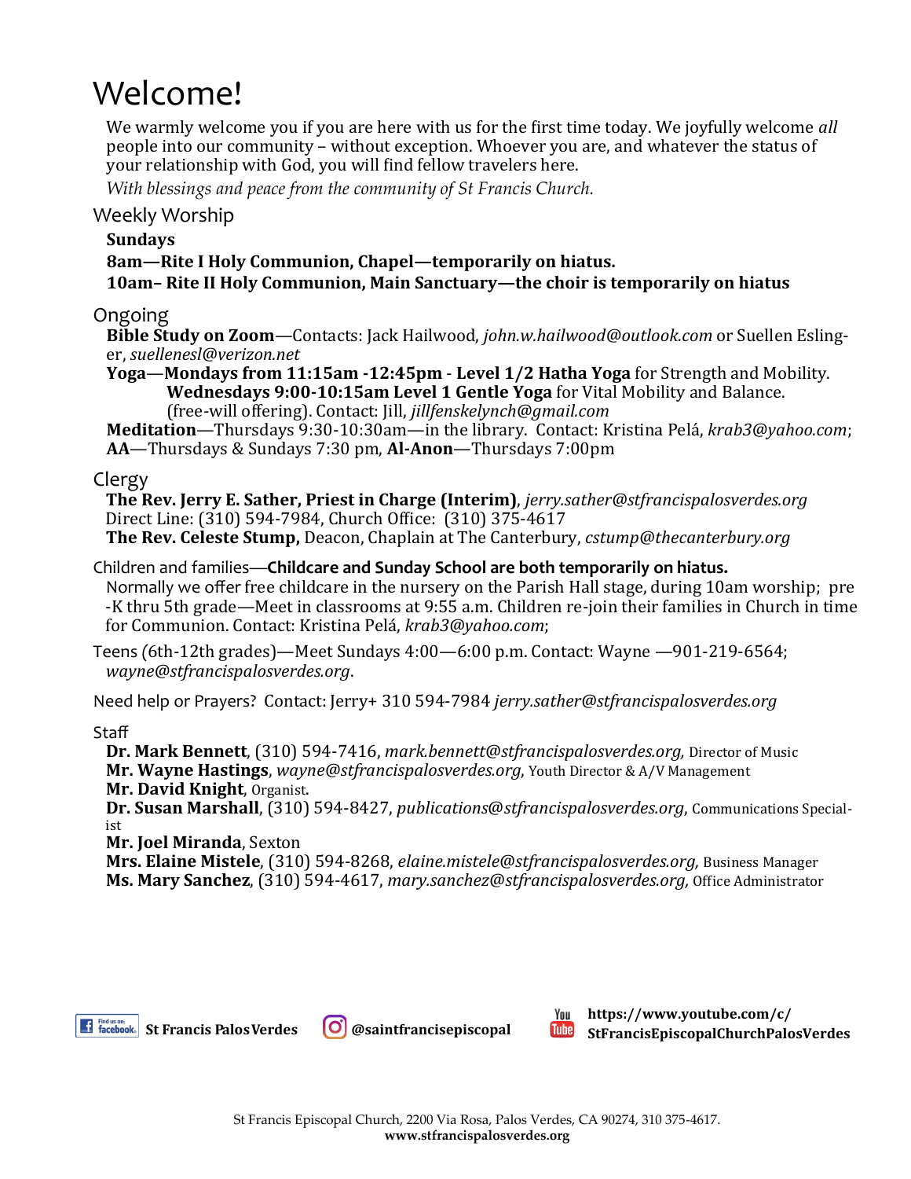# Welcome!

We warmly welcome you if you are here with us for the first time today. We joyfully welcome *all* people into our community – without exception. Whoever you are, and whatever the status of your relationship with God, you will find fellow travelers here.

*With blessings and peace from the community of St Francis Church.*

## Weekly Worship

**Sundays**

**8am—Rite I Holy Communion, Chapel—temporarily on hiatus.**

**10am– Rite II Holy Communion, Main Sanctuary—the choir is temporarily on hiatus**

## Ongoing

**Bible Study on Zoom**—Contacts: Jack Hailwood, *john.w.hailwood@outlook.com* or Suellen Eslinger, *suellenesl@verizon.net*

**Yoga**—**Mondays from 11:15am -12:45pm** - **Level 1/2 Hatha Yoga** for Strength and Mobility.
**Wednesdays 9:00-10:15am Level 1 Gentle Yoga** for Vital Mobility and Balance.
(free-will offering). Contact: Jill, *jillfenskelynch@gmail.com*

**Meditation**—Thursdays 9:30-10:30am—in the library. Contact: Kristina Pelá, *krab3@yahoo.com*;
**AA**—Thursdays & Sundays 7:30 pm, **Al-Anon**—Thursdays 7:00pm

## Clergy

**The Rev. Jerry E. Sather, Priest in Charge (Interim)**, *jerry.sather@stfrancispalosverdes.org*
Direct Line: (310) 594-7984, Church Office: (310) 375-4617
**The Rev. Celeste Stump,** Deacon, Chaplain at The Canterbury, *cstump@thecanterbury.org*

Children and families—**Childcare and Sunday School are both temporarily on hiatus.**
Normally we offer free childcare in the nursery on the Parish Hall stage, during 10am worship; pre-K thru 5th grade—Meet in classrooms at 9:55 a.m. Children re-join their families in Church in time for Communion. Contact: Kristina Pelá, *krab3@yahoo.com*;

Teens (6th-12th grades)—Meet Sundays 4:00—6:00 p.m. Contact: Wayne —901-219-6564; *wayne@stfrancispalosverdes.org*.

Need help or Prayers? Contact: Jerry+ 310 594-7984 *jerry.sather@stfrancispalosverdes.org*

## Staff

**Dr. Mark Bennett**, (310) 594-7416, *mark.bennett@stfrancispalosverdes.org,* Director of Music
**Mr. Wayne Hastings**, *wayne@stfrancispalosverdes.org*, Youth Director & A/V Management
**Mr. David Knight**, Organist.
**Dr. Susan Marshall**, (310) 594-8427, *publications@stfrancispalosverdes.org*, Communications Specialist
**Mr. Joel Miranda**, Sexton
**Mrs. Elaine Mistele**, (310) 594-8268, *elaine.mistele@stfrancispalosverdes.org,* Business Manager
**Ms. Mary Sanchez**, (310) 594-4617, *mary.sanchez@stfrancispalosverdes.org,* Office Administrator

Find us on: facebook. **St Francis Palos Verdes**   **@saintfrancisepiscopal**   You Tube **https://www.youtube.com/c/StFrancisEpiscopalChurchPalosVerdes**

St Francis Episcopal Church, 2200 Via Rosa, Palos Verdes, CA 90274, 310 375-4617.
**www.stfrancispalosverdes.org**